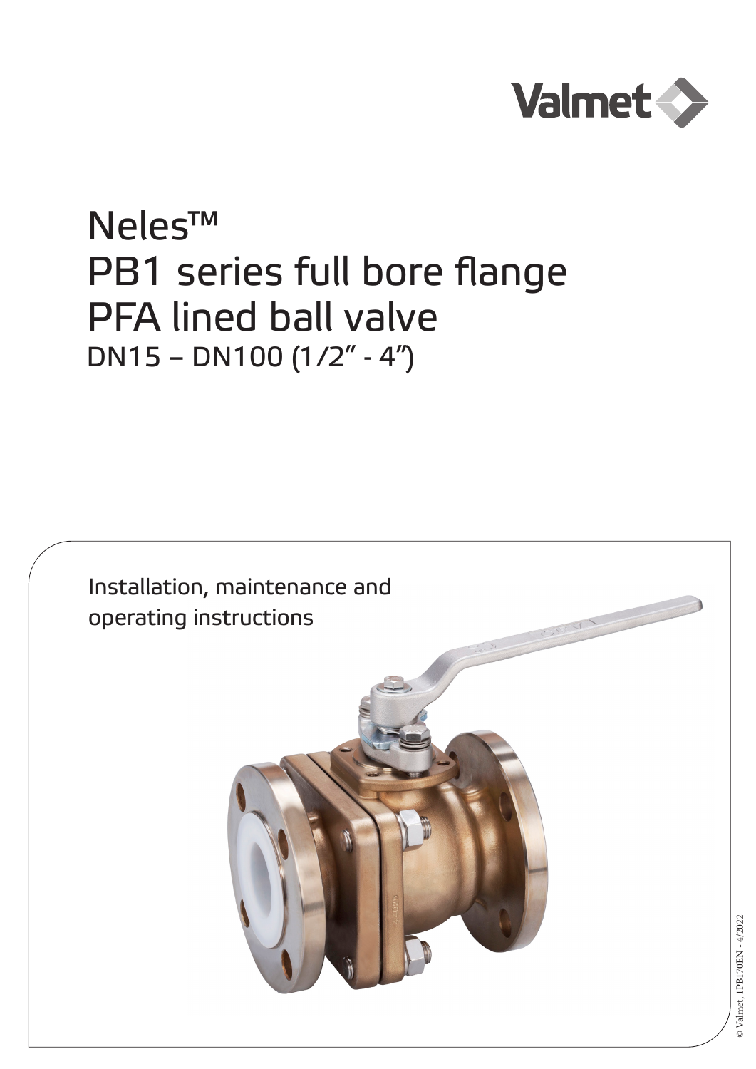Valmet

# Neles™ PB1 series full bore flange PFA lined ball valve

## DN15 – DN100 (1/2" - 4")

Installation, maintenance and operating instructions

© Valmet, 1PB170EN - 4/2022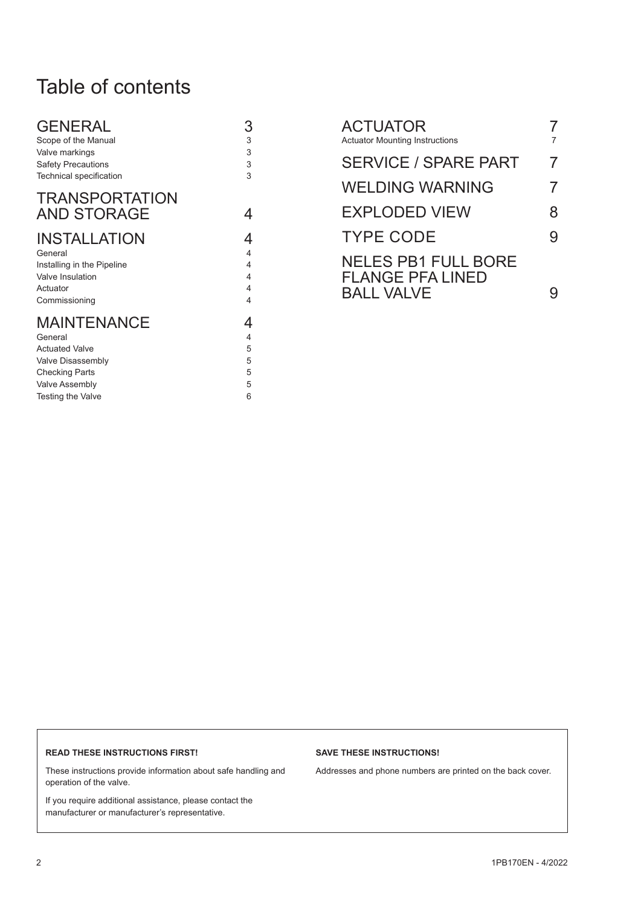# Table of contents

| | |
|---|---|
| **GENERAL** | **3** |
| Scope of the Manual | 3 |
| Valve markings | 3 |
| Safety Precautions | 3 |
| Technical specification | 3 |
| **TRANSPORTATION AND STORAGE** | **4** |
| **INSTALLATION** | **4** |
| General | 4 |
| Installing in the Pipeline | 4 |
| Valve Insulation | 4 |
| Actuator | 4 |
| Commissioning | 4 |
| **MAINTENANCE** | **4** |
| General | 4 |
| Actuated Valve | 5 |
| Valve Disassembly | 5 |
| Checking Parts | 5 |
| Valve Assembly | 5 |
| Testing the Valve | 6 |
| **ACTUATOR** | **7** |
| Actuator Mounting Instructions | 7 |
| **SERVICE / SPARE PART** | **7** |
| **WELDING WARNING** | **7** |
| **EXPLODED VIEW** | **8** |
| **TYPE CODE** | **9** |
| **NELES PB1 FULL BORE FLANGE PFA LINED BALL VALVE** | **9** |

**READ THESE INSTRUCTIONS FIRST!**

These instructions provide information about safe handling and operation of the valve.

If you require additional assistance, please contact the manufacturer or manufacturer's representative.

**SAVE THESE INSTRUCTIONS!**

Addresses and phone numbers are printed on the back cover.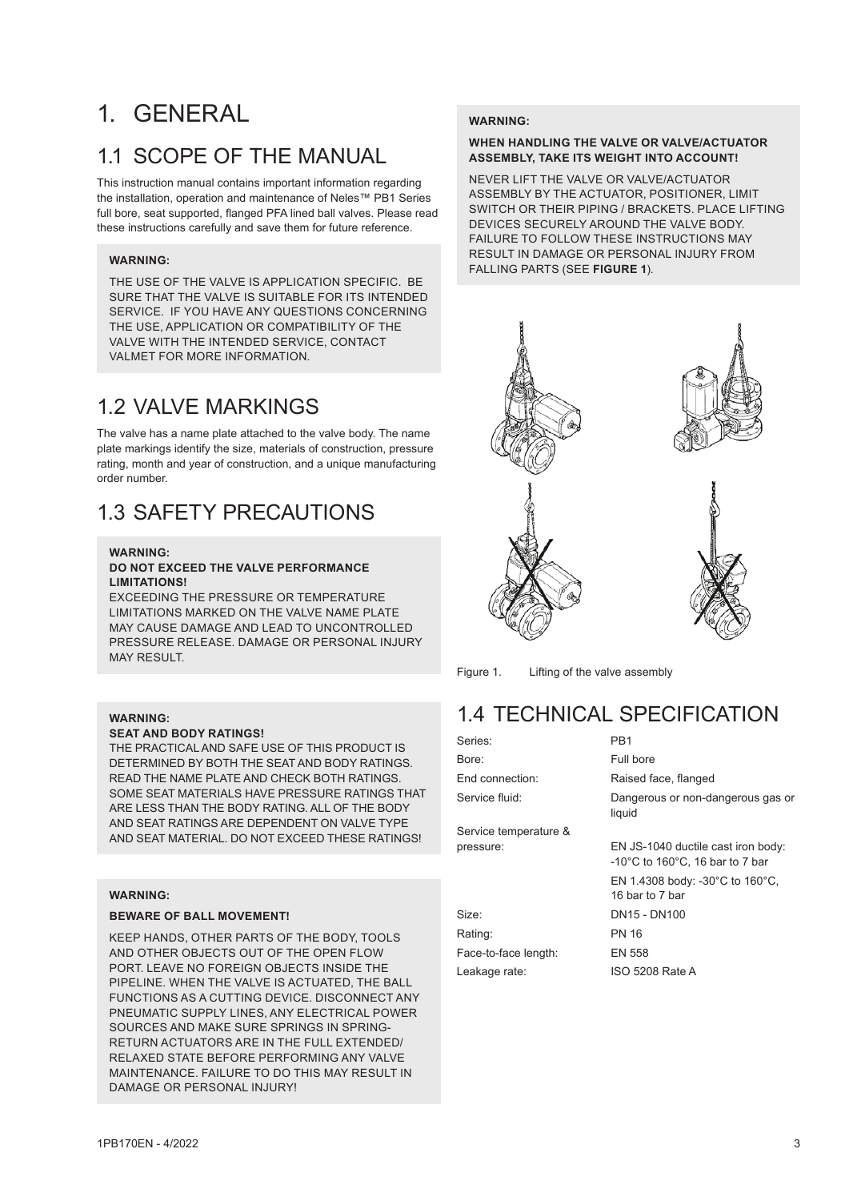# 1. GENERAL

## 1.1 SCOPE OF THE MANUAL

This instruction manual contains important information regarding the installation, operation and maintenance of Neles™ PB1 Series full bore, seat supported, flanged PFA lined ball valves. Please read these instructions carefully and save them for future reference.

**WARNING:**

THE USE OF THE VALVE IS APPLICATION SPECIFIC. BE SURE THAT THE VALVE IS SUITABLE FOR ITS INTENDED SERVICE. IF YOU HAVE ANY QUESTIONS CONCERNING THE USE, APPLICATION OR COMPATIBILITY OF THE VALVE WITH THE INTENDED SERVICE, CONTACT VALMET FOR MORE INFORMATION.

## 1.2 VALVE MARKINGS

The valve has a name plate attached to the valve body. The name plate markings identify the size, materials of construction, pressure rating, month and year of construction, and a unique manufacturing order number.

## 1.3 SAFETY PRECAUTIONS

**WARNING:**
**DO NOT EXCEED THE VALVE PERFORMANCE LIMITATIONS!**
EXCEEDING THE PRESSURE OR TEMPERATURE LIMITATIONS MARKED ON THE VALVE NAME PLATE MAY CAUSE DAMAGE AND LEAD TO UNCONTROLLED PRESSURE RELEASE. DAMAGE OR PERSONAL INJURY MAY RESULT.

**WARNING:**
**SEAT AND BODY RATINGS!**
THE PRACTICAL AND SAFE USE OF THIS PRODUCT IS DETERMINED BY BOTH THE SEAT AND BODY RATINGS. READ THE NAME PLATE AND CHECK BOTH RATINGS. SOME SEAT MATERIALS HAVE PRESSURE RATINGS THAT ARE LESS THAN THE BODY RATING. ALL OF THE BODY AND SEAT RATINGS ARE DEPENDENT ON VALVE TYPE AND SEAT MATERIAL. DO NOT EXCEED THESE RATINGS!

**WARNING:**

**BEWARE OF BALL MOVEMENT!**

KEEP HANDS, OTHER PARTS OF THE BODY, TOOLS AND OTHER OBJECTS OUT OF THE OPEN FLOW PORT. LEAVE NO FOREIGN OBJECTS INSIDE THE PIPELINE. WHEN THE VALVE IS ACTUATED, THE BALL FUNCTIONS AS A CUTTING DEVICE. DISCONNECT ANY PNEUMATIC SUPPLY LINES, ANY ELECTRICAL POWER SOURCES AND MAKE SURE SPRINGS IN SPRING-RETURN ACTUATORS ARE IN THE FULL EXTENDED/ RELAXED STATE BEFORE PERFORMING ANY VALVE MAINTENANCE. FAILURE TO DO THIS MAY RESULT IN DAMAGE OR PERSONAL INJURY!

**WARNING:**

**WHEN HANDLING THE VALVE OR VALVE/ACTUATOR ASSEMBLY, TAKE ITS WEIGHT INTO ACCOUNT!**

NEVER LIFT THE VALVE OR VALVE/ACTUATOR ASSEMBLY BY THE ACTUATOR, POSITIONER, LIMIT SWITCH OR THEIR PIPING / BRACKETS. PLACE LIFTING DEVICES SECURELY AROUND THE VALVE BODY. FAILURE TO FOLLOW THESE INSTRUCTIONS MAY RESULT IN DAMAGE OR PERSONAL INJURY FROM FALLING PARTS (SEE **FIGURE 1**).

Figure 1. Lifting of the valve assembly

## 1.4 TECHNICAL SPECIFICATION

| | |
|---|---|
| Series: | PB1 |
| Bore: | Full bore |
| End connection: | Raised face, flanged |
| Service fluid: | Dangerous or non-dangerous gas or liquid |
| Service temperature & pressure: | EN JS-1040 ductile cast iron body: -10°C to 160°C, 16 bar to 7 bar<br>EN 1.4308 body: -30°C to 160°C, 16 bar to 7 bar |
| Size: | DN15 - DN100 |
| Rating: | PN 16 |
| Face-to-face length: | EN 558 |
| Leakage rate: | ISO 5208 Rate A |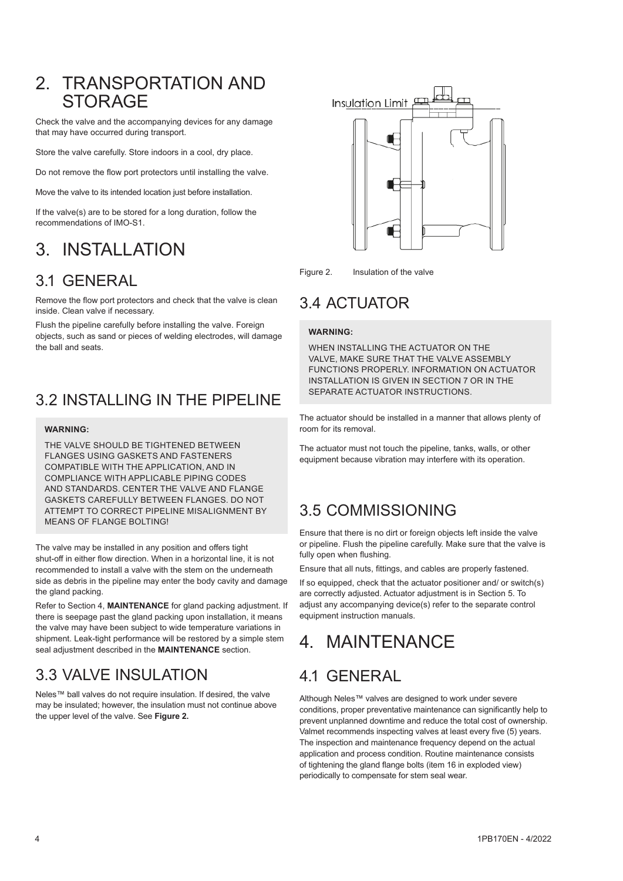# 2. TRANSPORTATION AND STORAGE

Check the valve and the accompanying devices for any damage that may have occurred during transport.

Store the valve carefully. Store indoors in a cool, dry place.

Do not remove the flow port protectors until installing the valve.

Move the valve to its intended location just before installation.

If the valve(s) are to be stored for a long duration, follow the recommendations of IMO-S1.

# 3. INSTALLATION

## 3.1 GENERAL

Remove the flow port protectors and check that the valve is clean inside. Clean valve if necessary.

Flush the pipeline carefully before installing the valve. Foreign objects, such as sand or pieces of welding electrodes, will damage the ball and seats.

## 3.2 INSTALLING IN THE PIPELINE

**WARNING:**

THE VALVE SHOULD BE TIGHTENED BETWEEN FLANGES USING GASKETS AND FASTENERS COMPATIBLE WITH THE APPLICATION, AND IN COMPLIANCE WITH APPLICABLE PIPING CODES AND STANDARDS. CENTER THE VALVE AND FLANGE GASKETS CAREFULLY BETWEEN FLANGES. DO NOT ATTEMPT TO CORRECT PIPELINE MISALIGNMENT BY MEANS OF FLANGE BOLTING!

The valve may be installed in any position and offers tight shut-off in either flow direction. When in a horizontal line, it is not recommended to install a valve with the stem on the underneath side as debris in the pipeline may enter the body cavity and damage the gland packing.

Refer to Section 4, **MAINTENANCE** for gland packing adjustment. If there is seepage past the gland packing upon installation, it means the valve may have been subject to wide temperature variations in shipment. Leak-tight performance will be restored by a simple stem seal adjustment described in the **MAINTENANCE** section.

## 3.3 VALVE INSULATION

Neles™ ball valves do not require insulation. If desired, the valve may be insulated; however, the insulation must not continue above the upper level of the valve. See **Figure 2.**

Insulation Limit

Figure 2. Insulation of the valve

## 3.4 ACTUATOR

**WARNING:**

WHEN INSTALLING THE ACTUATOR ON THE VALVE, MAKE SURE THAT THE VALVE ASSEMBLY FUNCTIONS PROPERLY. INFORMATION ON ACTUATOR INSTALLATION IS GIVEN IN SECTION 7 OR IN THE SEPARATE ACTUATOR INSTRUCTIONS.

The actuator should be installed in a manner that allows plenty of room for its removal.

The actuator must not touch the pipeline, tanks, walls, or other equipment because vibration may interfere with its operation.

## 3.5 COMMISSIONING

Ensure that there is no dirt or foreign objects left inside the valve or pipeline. Flush the pipeline carefully. Make sure that the valve is fully open when flushing.

Ensure that all nuts, fittings, and cables are properly fastened.

If so equipped, check that the actuator positioner and/ or switch(s) are correctly adjusted. Actuator adjustment is in Section 5. To adjust any accompanying device(s) refer to the separate control equipment instruction manuals.

# 4. MAINTENANCE

## 4.1 GENERAL

Although Neles™ valves are designed to work under severe conditions, proper preventative maintenance can significantly help to prevent unplanned downtime and reduce the total cost of ownership. Valmet recommends inspecting valves at least every five (5) years. The inspection and maintenance frequency depend on the actual application and process condition. Routine maintenance consists of tightening the gland flange bolts (item 16 in exploded view) periodically to compensate for stem seal wear.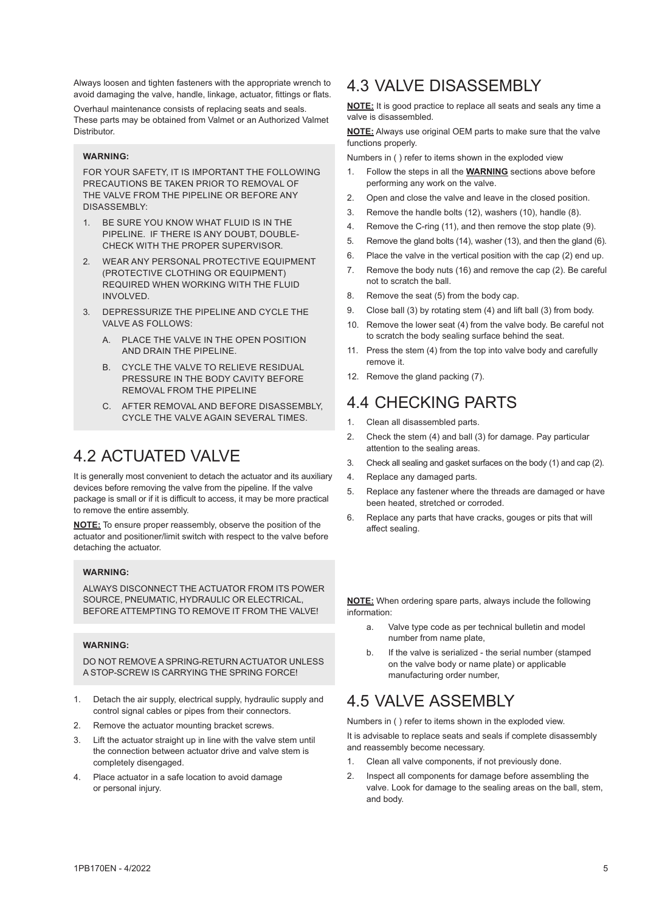Always loosen and tighten fasteners with the appropriate wrench to avoid damaging the valve, handle, linkage, actuator, fittings or flats.

Overhaul maintenance consists of replacing seats and seals. These parts may be obtained from Valmet or an Authorized Valmet Distributor.

**WARNING:**

FOR YOUR SAFETY, IT IS IMPORTANT THE FOLLOWING PRECAUTIONS BE TAKEN PRIOR TO REMOVAL OF THE VALVE FROM THE PIPELINE OR BEFORE ANY DISASSEMBLY:

1. BE SURE YOU KNOW WHAT FLUID IS IN THE PIPELINE. IF THERE IS ANY DOUBT, DOUBLE-CHECK WITH THE PROPER SUPERVISOR.
2. WEAR ANY PERSONAL PROTECTIVE EQUIPMENT (PROTECTIVE CLOTHING OR EQUIPMENT) REQUIRED WHEN WORKING WITH THE FLUID INVOLVED.
3. DEPRESSURIZE THE PIPELINE AND CYCLE THE VALVE AS FOLLOWS:
   A. PLACE THE VALVE IN THE OPEN POSITION AND DRAIN THE PIPELINE.
   B. CYCLE THE VALVE TO RELIEVE RESIDUAL PRESSURE IN THE BODY CAVITY BEFORE REMOVAL FROM THE PIPELINE
   C. AFTER REMOVAL AND BEFORE DISASSEMBLY, CYCLE THE VALVE AGAIN SEVERAL TIMES.

# 4.2 ACTUATED VALVE

It is generally most convenient to detach the actuator and its auxiliary devices before removing the valve from the pipeline. If the valve package is small or if it is difficult to access, it may be more practical to remove the entire assembly.

**NOTE:** To ensure proper reassembly, observe the position of the actuator and positioner/limit switch with respect to the valve before detaching the actuator.

**WARNING:**

ALWAYS DISCONNECT THE ACTUATOR FROM ITS POWER SOURCE, PNEUMATIC, HYDRAULIC OR ELECTRICAL, BEFORE ATTEMPTING TO REMOVE IT FROM THE VALVE!

**WARNING:**

DO NOT REMOVE A SPRING-RETURN ACTUATOR UNLESS A STOP-SCREW IS CARRYING THE SPRING FORCE!

1. Detach the air supply, electrical supply, hydraulic supply and control signal cables or pipes from their connectors.
2. Remove the actuator mounting bracket screws.
3. Lift the actuator straight up in line with the valve stem until the connection between actuator drive and valve stem is completely disengaged.
4. Place actuator in a safe location to avoid damage or personal injury.

# 4.3 VALVE DISASSEMBLY

**NOTE:** It is good practice to replace all seats and seals any time a valve is disassembled.

**NOTE:** Always use original OEM parts to make sure that the valve functions properly.

Numbers in ( ) refer to items shown in the exploded view

1. Follow the steps in all the **WARNING** sections above before performing any work on the valve.
2. Open and close the valve and leave in the closed position.
3. Remove the handle bolts (12), washers (10), handle (8).
4. Remove the C-ring (11), and then remove the stop plate (9).
5. Remove the gland bolts (14), washer (13), and then the gland (6).
6. Place the valve in the vertical position with the cap (2) end up.
7. Remove the body nuts (16) and remove the cap (2). Be careful not to scratch the ball.
8. Remove the seat (5) from the body cap.
9. Close ball (3) by rotating stem (4) and lift ball (3) from body.
10. Remove the lower seat (4) from the valve body. Be careful not to scratch the body sealing surface behind the seat.
11. Press the stem (4) from the top into valve body and carefully remove it.
12. Remove the gland packing (7).

# 4.4 CHECKING PARTS

1. Clean all disassembled parts.
2. Check the stem (4) and ball (3) for damage. Pay particular attention to the sealing areas.
3. Check all sealing and gasket surfaces on the body (1) and cap (2).
4. Replace any damaged parts.
5. Replace any fastener where the threads are damaged or have been heated, stretched or corroded.
6. Replace any parts that have cracks, gouges or pits that will affect sealing.

**NOTE:** When ordering spare parts, always include the following information:

a. Valve type code as per technical bulletin and model number from name plate,
b. If the valve is serialized - the serial number (stamped on the valve body or name plate) or applicable manufacturing order number,

# 4.5 VALVE ASSEMBLY

Numbers in ( ) refer to items shown in the exploded view.

It is advisable to replace seats and seals if complete disassembly and reassembly become necessary.

1. Clean all valve components, if not previously done.
2. Inspect all components for damage before assembling the valve. Look for damage to the sealing areas on the ball, stem, and body.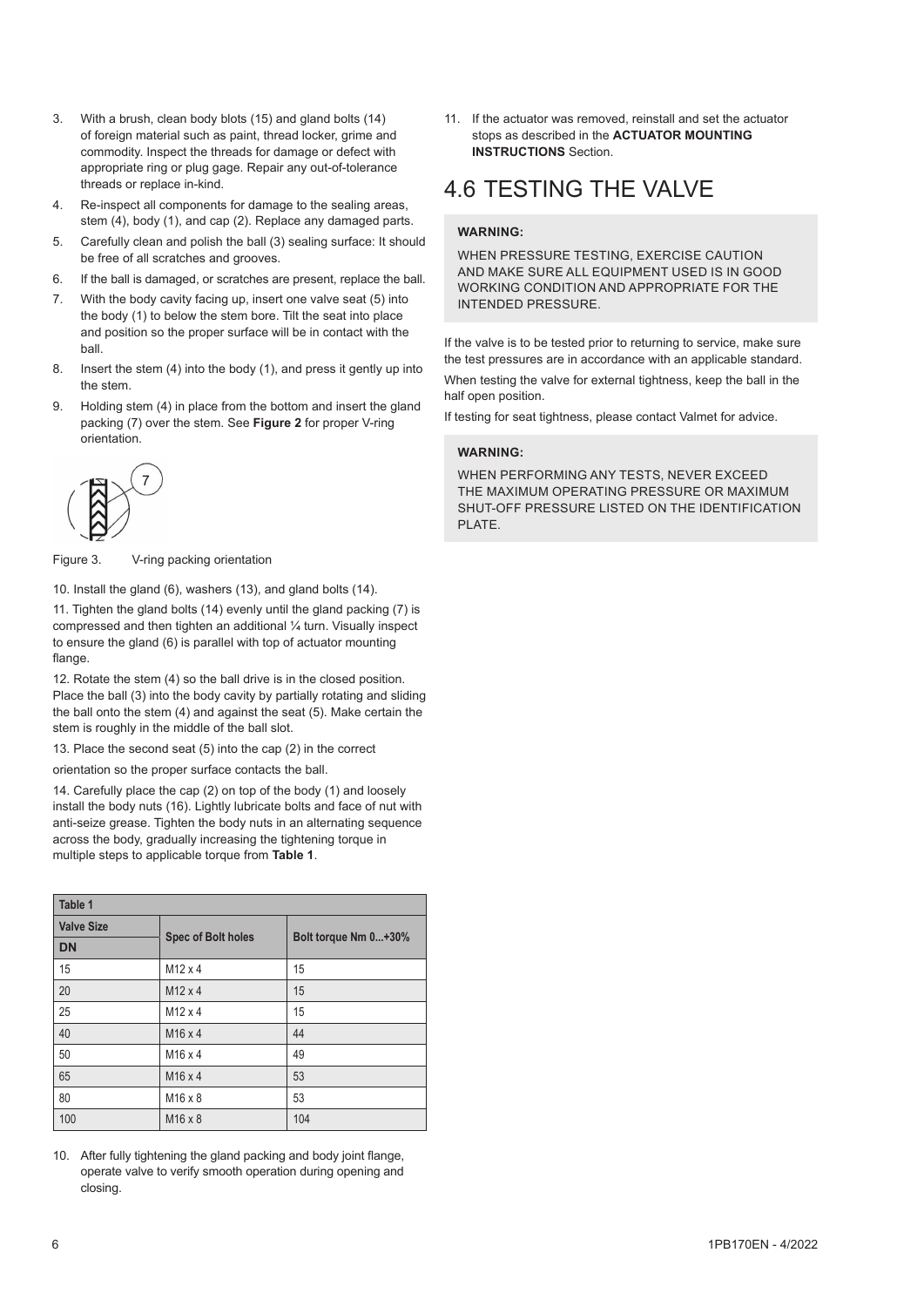3. With a brush, clean body blots (15) and gland bolts (14) of foreign material such as paint, thread locker, grime and commodity. Inspect the threads for damage or defect with appropriate ring or plug gage. Repair any out-of-tolerance threads or replace in-kind.
4. Re-inspect all components for damage to the sealing areas, stem (4), body (1), and cap (2). Replace any damaged parts.
5. Carefully clean and polish the ball (3) sealing surface: It should be free of all scratches and grooves.
6. If the ball is damaged, or scratches are present, replace the ball.
7. With the body cavity facing up, insert one valve seat (5) into the body (1) to below the stem bore. Tilt the seat into place and position so the proper surface will be in contact with the ball.
8. Insert the stem (4) into the body (1), and press it gently up into the stem.
9. Holding stem (4) in place from the bottom and insert the gland packing (7) over the stem. See **Figure 2** for proper V-ring orientation.

7

Figure 3. V-ring packing orientation

10. Install the gland (6), washers (13), and gland bolts (14).

11. Tighten the gland bolts (14) evenly until the gland packing (7) is compressed and then tighten an additional ¼ turn. Visually inspect to ensure the gland (6) is parallel with top of actuator mounting flange.

12. Rotate the stem (4) so the ball drive is in the closed position. Place the ball (3) into the body cavity by partially rotating and sliding the ball onto the stem (4) and against the seat (5). Make certain the stem is roughly in the middle of the ball slot.

13. Place the second seat (5) into the cap (2) in the correct orientation so the proper surface contacts the ball.

14. Carefully place the cap (2) on top of the body (1) and loosely install the body nuts (16). Lightly lubricate bolts and face of nut with anti-seize grease. Tighten the body nuts in an alternating sequence across the body, gradually increasing the tightening torque in multiple steps to applicable torque from **Table 1**.

| Table 1 | | |
|---|---|---|
| Valve Size DN | Spec of Bolt holes | Bolt torque Nm 0...+30% |
| 15 | M12 x 4 | 15 |
| 20 | M12 x 4 | 15 |
| 25 | M12 x 4 | 15 |
| 40 | M16 x 4 | 44 |
| 50 | M16 x 4 | 49 |
| 65 | M16 x 4 | 53 |
| 80 | M16 x 8 | 53 |
| 100 | M16 x 8 | 104 |

10. After fully tightening the gland packing and body joint flange, operate valve to verify smooth operation during opening and closing.

11. If the actuator was removed, reinstall and set the actuator stops as described in the **ACTUATOR MOUNTING INSTRUCTIONS** Section.

# 4.6 TESTING THE VALVE

**WARNING:**

WHEN PRESSURE TESTING, EXERCISE CAUTION AND MAKE SURE ALL EQUIPMENT USED IS IN GOOD WORKING CONDITION AND APPROPRIATE FOR THE INTENDED PRESSURE.

If the valve is to be tested prior to returning to service, make sure the test pressures are in accordance with an applicable standard.

When testing the valve for external tightness, keep the ball in the half open position.

If testing for seat tightness, please contact Valmet for advice.

**WARNING:**

WHEN PERFORMING ANY TESTS, NEVER EXCEED THE MAXIMUM OPERATING PRESSURE OR MAXIMUM SHUT-OFF PRESSURE LISTED ON THE IDENTIFICATION PLATE.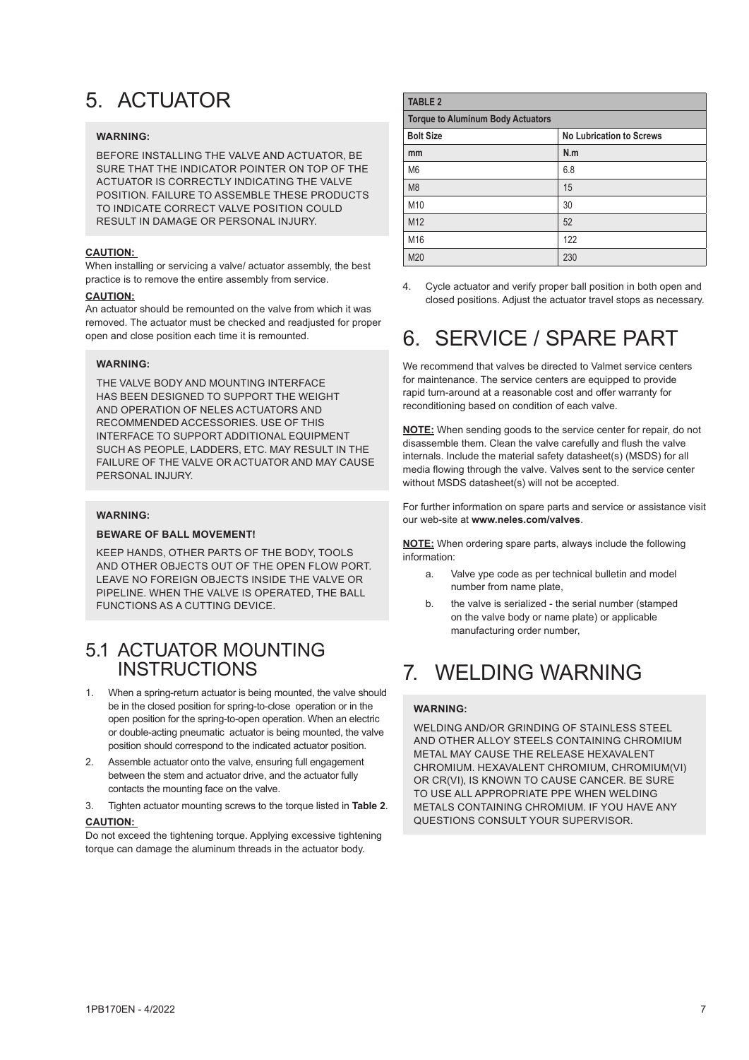# 5. ACTUATOR

**WARNING:**

BEFORE INSTALLING THE VALVE AND ACTUATOR, BE SURE THAT THE INDICATOR POINTER ON TOP OF THE ACTUATOR IS CORRECTLY INDICATING THE VALVE POSITION. FAILURE TO ASSEMBLE THESE PRODUCTS TO INDICATE CORRECT VALVE POSITION COULD RESULT IN DAMAGE OR PERSONAL INJURY.

**CAUTION:**

When installing or servicing a valve/ actuator assembly, the best practice is to remove the entire assembly from service.

**CAUTION:**

An actuator should be remounted on the valve from which it was removed. The actuator must be checked and readjusted for proper open and close position each time it is remounted.

**WARNING:**

THE VALVE BODY AND MOUNTING INTERFACE HAS BEEN DESIGNED TO SUPPORT THE WEIGHT AND OPERATION OF NELES ACTUATORS AND RECOMMENDED ACCESSORIES. USE OF THIS INTERFACE TO SUPPORT ADDITIONAL EQUIPMENT SUCH AS PEOPLE, LADDERS, ETC. MAY RESULT IN THE FAILURE OF THE VALVE OR ACTUATOR AND MAY CAUSE PERSONAL INJURY.

**WARNING:**

**BEWARE OF BALL MOVEMENT!**

KEEP HANDS, OTHER PARTS OF THE BODY, TOOLS AND OTHER OBJECTS OUT OF THE OPEN FLOW PORT. LEAVE NO FOREIGN OBJECTS INSIDE THE VALVE OR PIPELINE. WHEN THE VALVE IS OPERATED, THE BALL FUNCTIONS AS A CUTTING DEVICE.

## 5.1 ACTUATOR MOUNTING INSTRUCTIONS

1. When a spring-return actuator is being mounted, the valve should be in the closed position for spring-to-close operation or in the open position for the spring-to-open operation. When an electric or double-acting pneumatic actuator is being mounted, the valve position should correspond to the indicated actuator position.
2. Assemble actuator onto the valve, ensuring full engagement between the stem and actuator drive, and the actuator fully contacts the mounting face on the valve.
3. Tighten actuator mounting screws to the torque listed in **Table 2**.

**CAUTION:**

Do not exceed the tightening torque. Applying excessive tightening torque can damage the aluminum threads in the actuator body.

**TABLE 2**

**Torque to Aluminum Body Actuators**

| Bolt Size | No Lubrication to Screws |
|---|---|
| mm | N.m |
| M6 | 6.8 |
| M8 | 15 |
| M10 | 30 |
| M12 | 52 |
| M16 | 122 |
| M20 | 230 |

4. Cycle actuator and verify proper ball position in both open and closed positions. Adjust the actuator travel stops as necessary.

# 6. SERVICE / SPARE PART

We recommend that valves be directed to Valmet service centers for maintenance. The service centers are equipped to provide rapid turn-around at a reasonable cost and offer warranty for reconditioning based on condition of each valve.

**NOTE:** When sending goods to the service center for repair, do not disassemble them. Clean the valve carefully and flush the valve internals. Include the material safety datasheet(s) (MSDS) for all media flowing through the valve. Valves sent to the service center without MSDS datasheet(s) will not be accepted.

For further information on spare parts and service or assistance visit our web-site at **www.neles.com/valves**.

**NOTE:** When ordering spare parts, always include the following information:

a. Valve ype code as per technical bulletin and model number from name plate,
b. the valve is serialized - the serial number (stamped on the valve body or name plate) or applicable manufacturing order number,

# 7. WELDING WARNING

**WARNING:**

WELDING AND/OR GRINDING OF STAINLESS STEEL AND OTHER ALLOY STEELS CONTAINING CHROMIUM METAL MAY CAUSE THE RELEASE HEXAVALENT CHROMIUM. HEXAVALENT CHROMIUM, CHROMIUM(VI) OR CR(VI), IS KNOWN TO CAUSE CANCER. BE SURE TO USE ALL APPROPRIATE PPE WHEN WELDING METALS CONTAINING CHROMIUM. IF YOU HAVE ANY QUESTIONS CONSULT YOUR SUPERVISOR.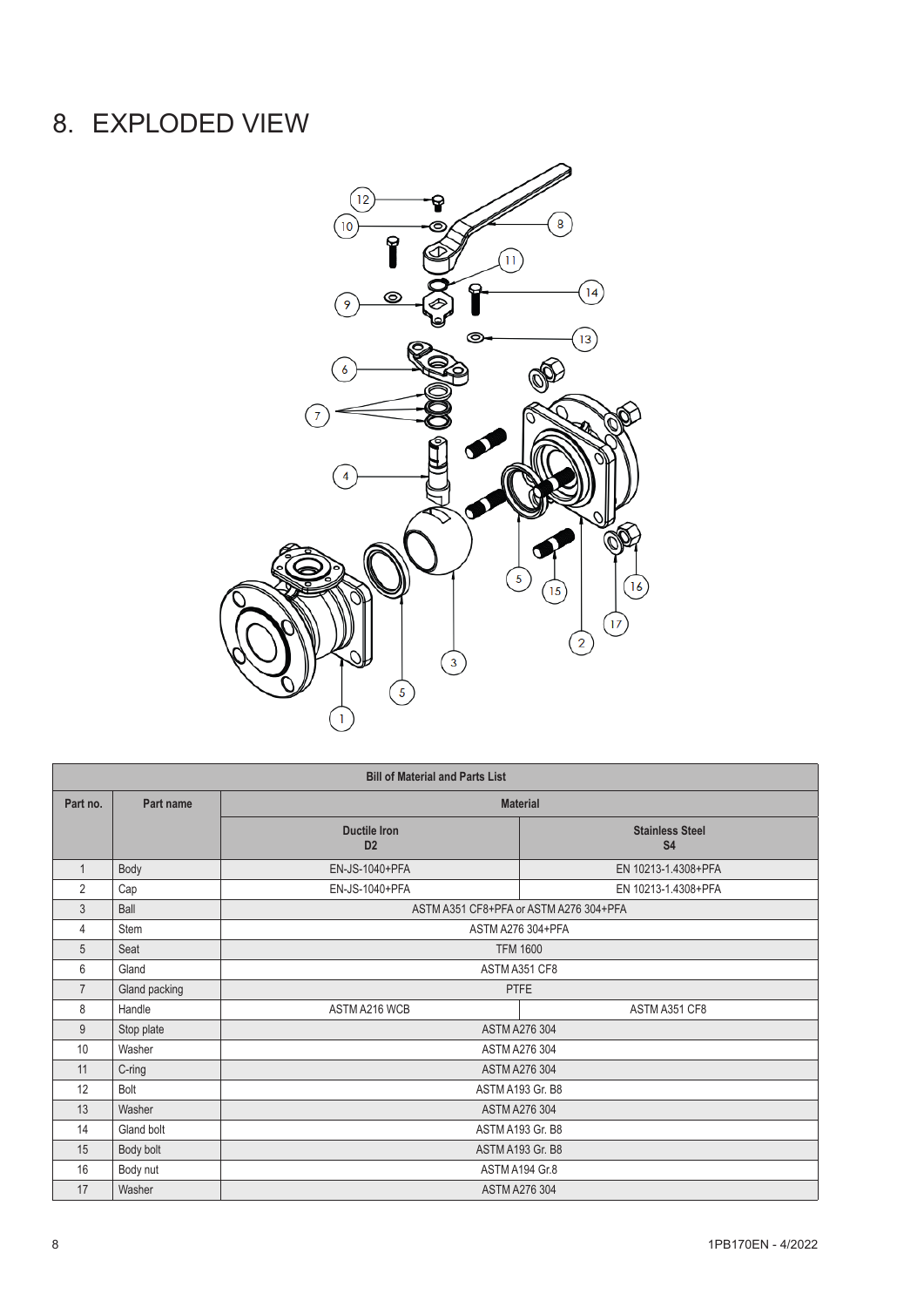# 8. EXPLODED VIEW

| Bill of Material and Parts List | | | |
|---|---|---|---|
| Part no. | Part name | Material | |
| | | Ductile Iron D2 | Stainless Steel S4 |
| 1 | Body | EN-JS-1040+PFA | EN 10213-1.4308+PFA |
| 2 | Cap | EN-JS-1040+PFA | EN 10213-1.4308+PFA |
| 3 | Ball | ASTM A351 CF8+PFA or ASTM A276 304+PFA | |
| 4 | Stem | ASTM A276 304+PFA | |
| 5 | Seat | TFM 1600 | |
| 6 | Gland | ASTM A351 CF8 | |
| 7 | Gland packing | PTFE | |
| 8 | Handle | ASTM A216 WCB | ASTM A351 CF8 |
| 9 | Stop plate | ASTM A276 304 | |
| 10 | Washer | ASTM A276 304 | |
| 11 | C-ring | ASTM A276 304 | |
| 12 | Bolt | ASTM A193 Gr. B8 | |
| 13 | Washer | ASTM A276 304 | |
| 14 | Gland bolt | ASTM A193 Gr. B8 | |
| 15 | Body bolt | ASTM A193 Gr. B8 | |
| 16 | Body nut | ASTM A194 Gr.8 | |
| 17 | Washer | ASTM A276 304 | |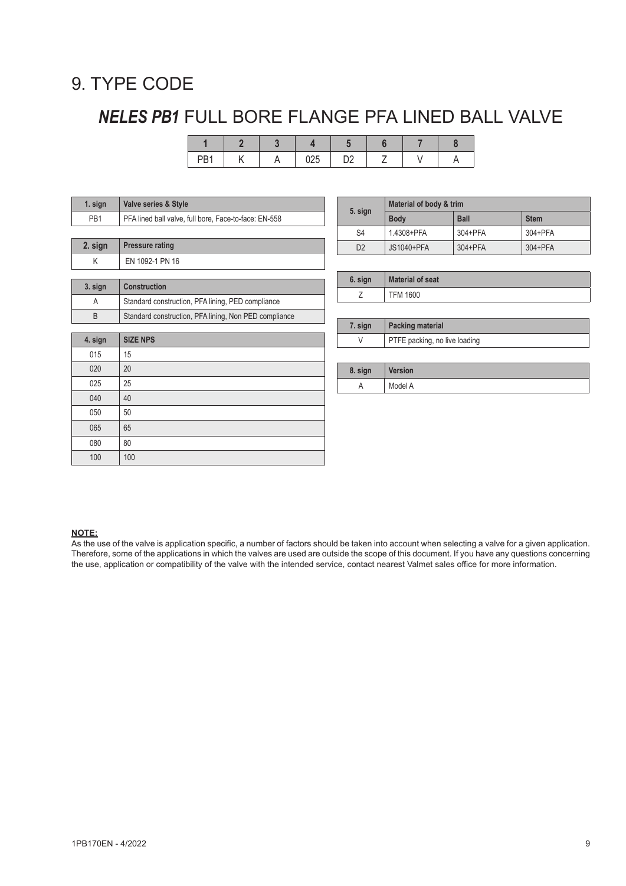# 9. TYPE CODE

## *NELES PB1* FULL BORE FLANGE PFA LINED BALL VALVE

| 1 | 2 | 3 | 4 | 5 | 6 | 7 | 8 |
|---|---|---|---|---|---|---|---|
| PB1 | K | A | 025 | D2 | Z | V | A |

| 1. sign | Valve series & Style |
|---|---|
| PB1 | PFA lined ball valve, full bore, Face-to-face: EN-558 |

| 2. sign | Pressure rating |
|---|---|
| K | EN 1092-1 PN 16 |

| 3. sign | Construction |
|---|---|
| A | Standard construction, PFA lining, PED compliance |
| B | Standard construction, PFA lining, Non PED compliance |

| 4. sign | SIZE NPS |
|---|---|
| 015 | 15 |
| 020 | 20 |
| 025 | 25 |
| 040 | 40 |
| 050 | 50 |
| 065 | 65 |
| 080 | 80 |
| 100 | 100 |

| 5. sign | Material of body & trim | | |
|---|---|---|---|
| | Body | Ball | Stem |
| S4 | 1.4308+PFA | 304+PFA | 304+PFA |
| D2 | JS1040+PFA | 304+PFA | 304+PFA |

| 6. sign | Material of seat |
|---|---|
| Z | TFM 1600 |

| 7. sign | Packing material |
|---|---|
| V | PTFE packing, no live loading |

| 8. sign | Version |
|---|---|
| A | Model A |

**NOTE:**
As the use of the valve is application specific, a number of factors should be taken into account when selecting a valve for a given application. Therefore, some of the applications in which the valves are used are outside the scope of this document. If you have any questions concerning the use, application or compatibility of the valve with the intended service, contact nearest Valmet sales office for more information.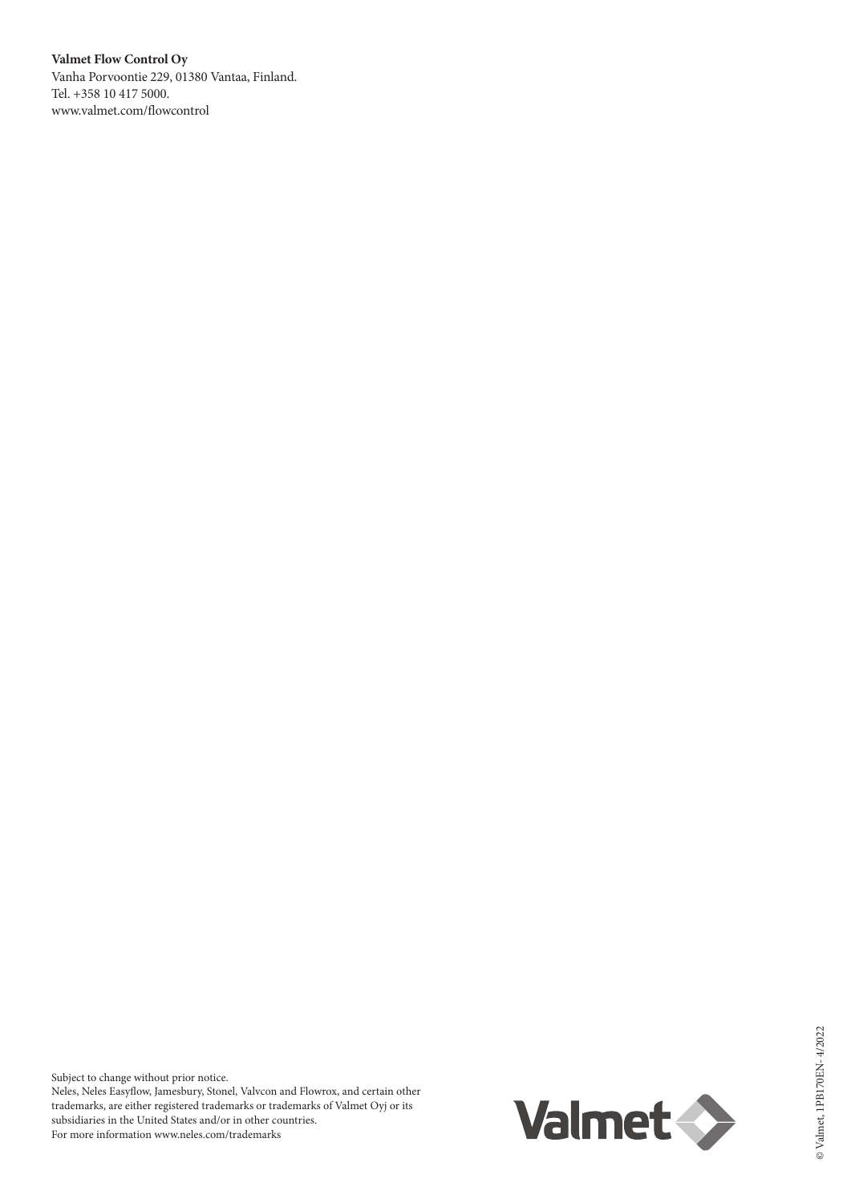**Valmet Flow Control Oy**
Vanha Porvoontie 229, 01380 Vantaa, Finland.
Tel. +358 10 417 5000.
www.valmet.com/flowcontrol

Subject to change without prior notice.
Neles, Neles Easyflow, Jamesbury, Stonel, Valvcon and Flowrox, and certain other trademarks, are either registered trademarks or trademarks of Valmet Oyj or its subsidiaries in the United States and/or in other countries.
For more information www.neles.com/trademarks

© Valmet, 1PB170EN- 4/2022